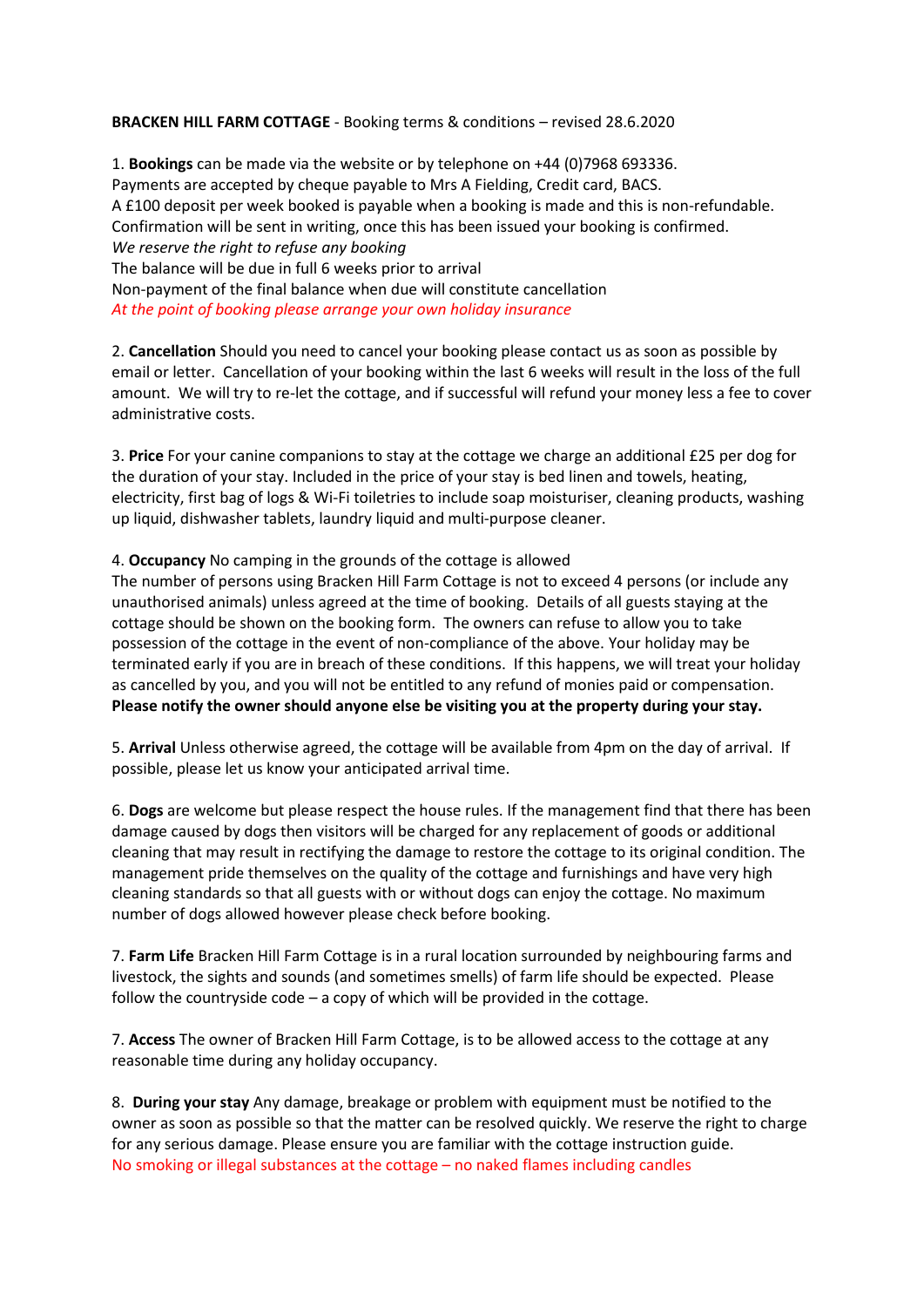**BRACKEN HILL FARM COTTAGE** - Booking terms & conditions – revised 28.6.2020

1. **Bookings** can be made via the website or by telephone on +44 (0)7968 693336.
Payments are accepted by cheque payable to Mrs A Fielding, Credit card, BACS.
A £100 deposit per week booked is payable when a booking is made and this is non-refundable.
Confirmation will be sent in writing, once this has been issued your booking is confirmed.
*We reserve the right to refuse any booking*
The balance will be due in full 6 weeks prior to arrival
Non-payment of the final balance when due will constitute cancellation
*At the point of booking please arrange your own holiday insurance*

2. **Cancellation** Should you need to cancel your booking please contact us as soon as possible by email or letter. Cancellation of your booking within the last 6 weeks will result in the loss of the full amount. We will try to re-let the cottage, and if successful will refund your money less a fee to cover administrative costs.

3. **Price** For your canine companions to stay at the cottage we charge an additional £25 per dog for the duration of your stay. Included in the price of your stay is bed linen and towels, heating, electricity, first bag of logs & Wi-Fi toiletries to include soap moisturiser, cleaning products, washing up liquid, dishwasher tablets, laundry liquid and multi-purpose cleaner.

4. **Occupancy** No camping in the grounds of the cottage is allowed
The number of persons using Bracken Hill Farm Cottage is not to exceed 4 persons (or include any unauthorised animals) unless agreed at the time of booking. Details of all guests staying at the cottage should be shown on the booking form. The owners can refuse to allow you to take possession of the cottage in the event of non-compliance of the above. Your holiday may be terminated early if you are in breach of these conditions. If this happens, we will treat your holiday as cancelled by you, and you will not be entitled to any refund of monies paid or compensation.
**Please notify the owner should anyone else be visiting you at the property during your stay.**

5. **Arrival** Unless otherwise agreed, the cottage will be available from 4pm on the day of arrival. If possible, please let us know your anticipated arrival time.

6. **Dogs** are welcome but please respect the house rules. If the management find that there has been damage caused by dogs then visitors will be charged for any replacement of goods or additional cleaning that may result in rectifying the damage to restore the cottage to its original condition. The management pride themselves on the quality of the cottage and furnishings and have very high cleaning standards so that all guests with or without dogs can enjoy the cottage. No maximum number of dogs allowed however please check before booking.

7. **Farm Life** Bracken Hill Farm Cottage is in a rural location surrounded by neighbouring farms and livestock, the sights and sounds (and sometimes smells) of farm life should be expected. Please follow the countryside code – a copy of which will be provided in the cottage.

7. **Access** The owner of Bracken Hill Farm Cottage, is to be allowed access to the cottage at any reasonable time during any holiday occupancy.

8. **During your stay** Any damage, breakage or problem with equipment must be notified to the owner as soon as possible so that the matter can be resolved quickly. We reserve the right to charge for any serious damage. Please ensure you are familiar with the cottage instruction guide.
No smoking or illegal substances at the cottage – no naked flames including candles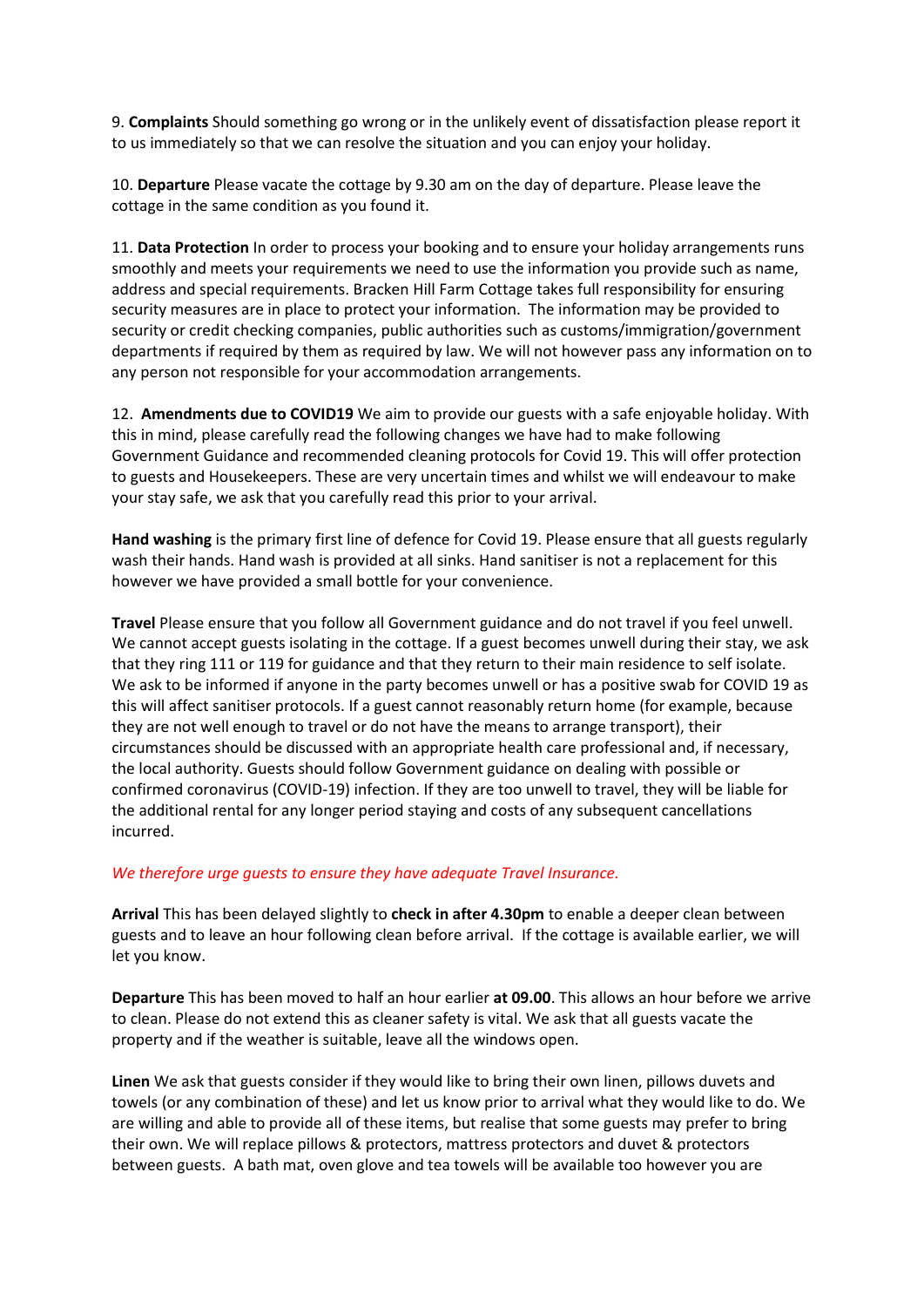9. **Complaints** Should something go wrong or in the unlikely event of dissatisfaction please report it to us immediately so that we can resolve the situation and you can enjoy your holiday.

10. **Departure** Please vacate the cottage by 9.30 am on the day of departure. Please leave the cottage in the same condition as you found it.

11. **Data Protection** In order to process your booking and to ensure your holiday arrangements runs smoothly and meets your requirements we need to use the information you provide such as name, address and special requirements. Bracken Hill Farm Cottage takes full responsibility for ensuring security measures are in place to protect your information. The information may be provided to security or credit checking companies, public authorities such as customs/immigration/government departments if required by them as required by law. We will not however pass any information on to any person not responsible for your accommodation arrangements.

12. **Amendments due to COVID19** We aim to provide our guests with a safe enjoyable holiday. With this in mind, please carefully read the following changes we have had to make following Government Guidance and recommended cleaning protocols for Covid 19. This will offer protection to guests and Housekeepers. These are very uncertain times and whilst we will endeavour to make your stay safe, we ask that you carefully read this prior to your arrival.

**Hand washing** is the primary first line of defence for Covid 19. Please ensure that all guests regularly wash their hands. Hand wash is provided at all sinks. Hand sanitiser is not a replacement for this however we have provided a small bottle for your convenience.

**Travel** Please ensure that you follow all Government guidance and do not travel if you feel unwell. We cannot accept guests isolating in the cottage. If a guest becomes unwell during their stay, we ask that they ring 111 or 119 for guidance and that they return to their main residence to self isolate. We ask to be informed if anyone in the party becomes unwell or has a positive swab for COVID 19 as this will affect sanitiser protocols. If a guest cannot reasonably return home (for example, because they are not well enough to travel or do not have the means to arrange transport), their circumstances should be discussed with an appropriate health care professional and, if necessary, the local authority. Guests should follow Government guidance on dealing with possible or confirmed coronavirus (COVID-19) infection. If they are too unwell to travel, they will be liable for the additional rental for any longer period staying and costs of any subsequent cancellations incurred.

*We therefore urge guests to ensure they have adequate Travel Insurance.*

**Arrival** This has been delayed slightly to **check in after 4.30pm** to enable a deeper clean between guests and to leave an hour following clean before arrival. If the cottage is available earlier, we will let you know.

**Departure** This has been moved to half an hour earlier **at 09.00**. This allows an hour before we arrive to clean. Please do not extend this as cleaner safety is vital. We ask that all guests vacate the property and if the weather is suitable, leave all the windows open.

**Linen** We ask that guests consider if they would like to bring their own linen, pillows duvets and towels (or any combination of these) and let us know prior to arrival what they would like to do. We are willing and able to provide all of these items, but realise that some guests may prefer to bring their own. We will replace pillows & protectors, mattress protectors and duvet & protectors between guests. A bath mat, oven glove and tea towels will be available too however you are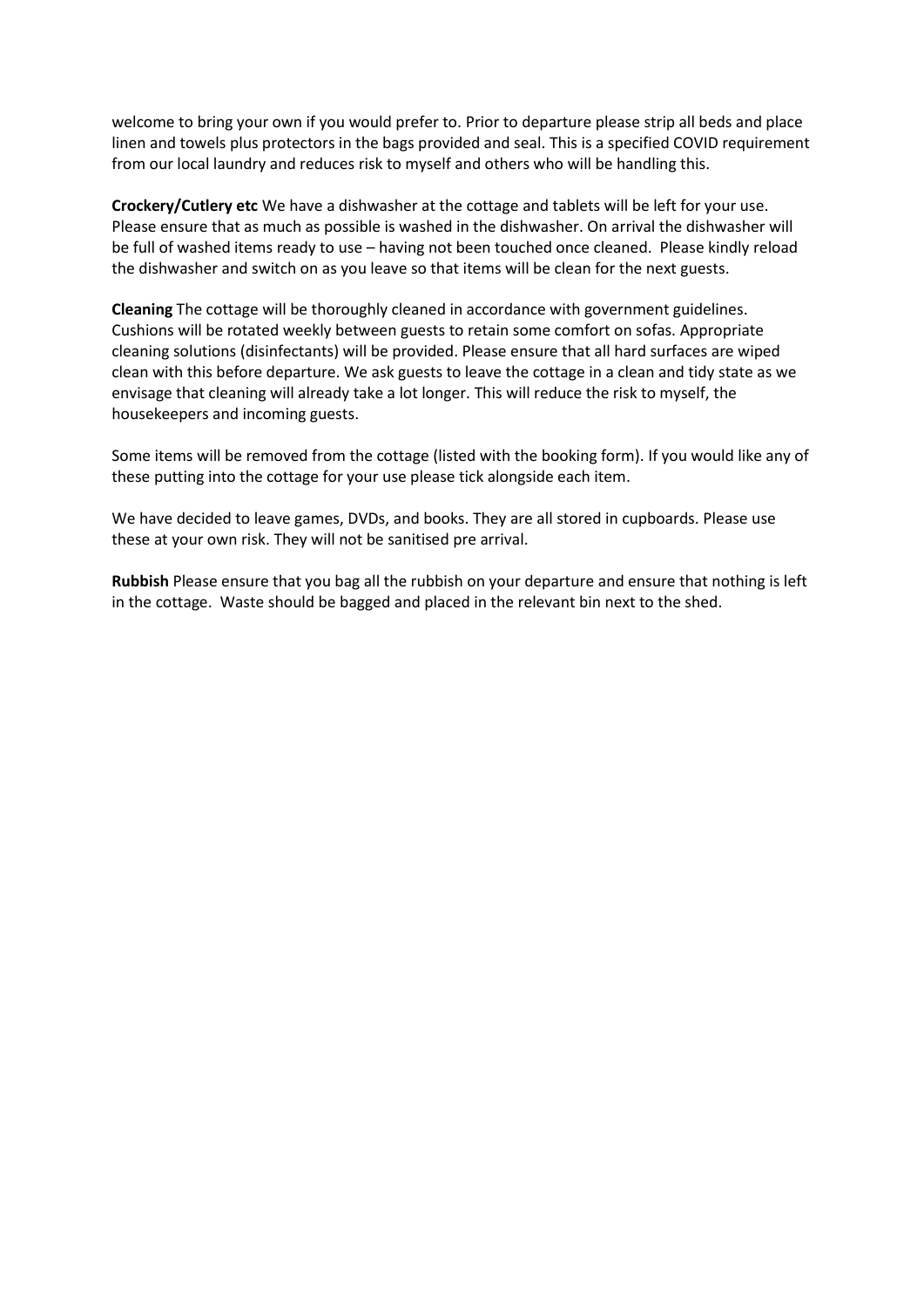welcome to bring your own if you would prefer to. Prior to departure please strip all beds and place linen and towels plus protectors in the bags provided and seal. This is a specified COVID requirement from our local laundry and reduces risk to myself and others who will be handling this.

**Crockery/Cutlery etc** We have a dishwasher at the cottage and tablets will be left for your use. Please ensure that as much as possible is washed in the dishwasher. On arrival the dishwasher will be full of washed items ready to use – having not been touched once cleaned. Please kindly reload the dishwasher and switch on as you leave so that items will be clean for the next guests.

**Cleaning** The cottage will be thoroughly cleaned in accordance with government guidelines. Cushions will be rotated weekly between guests to retain some comfort on sofas. Appropriate cleaning solutions (disinfectants) will be provided. Please ensure that all hard surfaces are wiped clean with this before departure. We ask guests to leave the cottage in a clean and tidy state as we envisage that cleaning will already take a lot longer. This will reduce the risk to myself, the housekeepers and incoming guests.

Some items will be removed from the cottage (listed with the booking form). If you would like any of these putting into the cottage for your use please tick alongside each item.

We have decided to leave games, DVDs, and books. They are all stored in cupboards. Please use these at your own risk. They will not be sanitised pre arrival.

**Rubbish** Please ensure that you bag all the rubbish on your departure and ensure that nothing is left in the cottage. Waste should be bagged and placed in the relevant bin next to the shed.